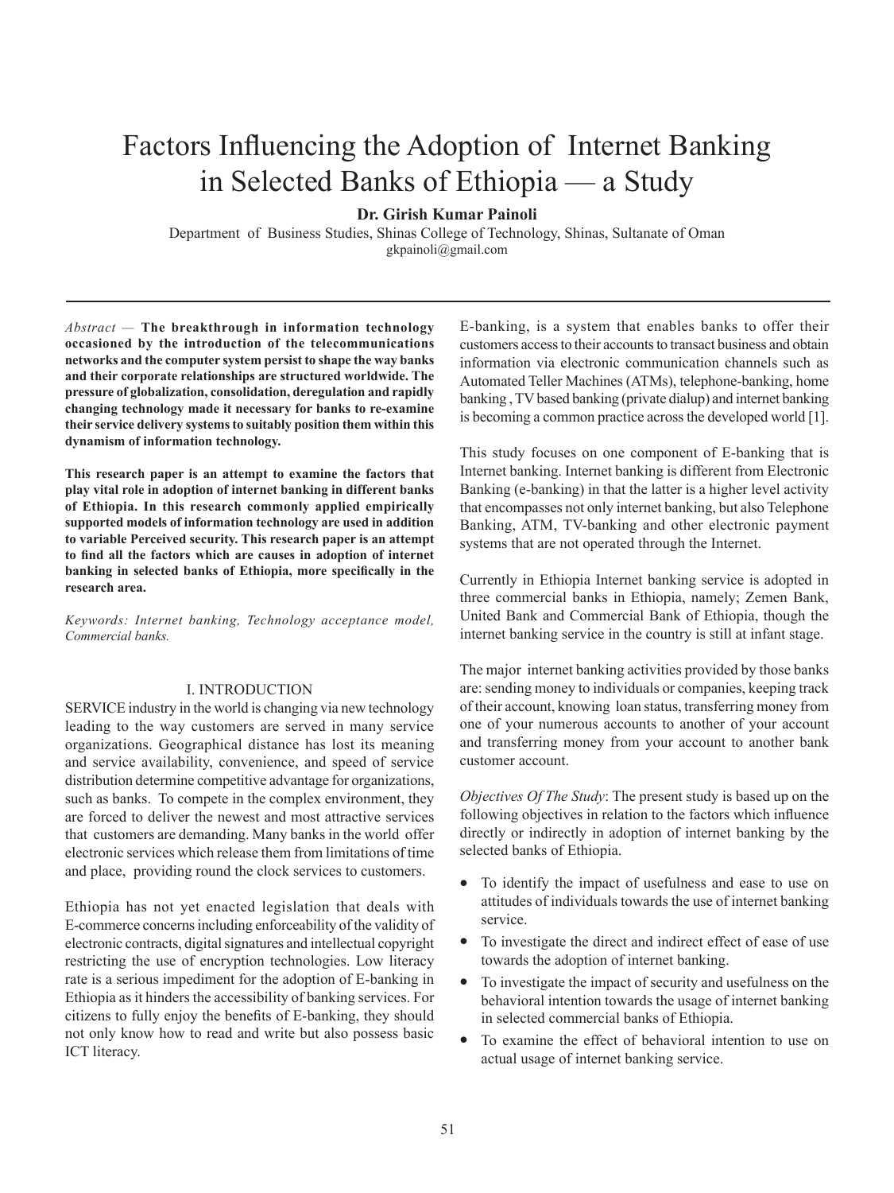# Factors Influencing the Adoption of Internet Banking in Selected Banks of Ethiopia — a Study

**Dr. Girish Kumar Painoli**

Department of Business Studies, Shinas College of Technology, Shinas, Sultanate of Oman

gkpainoli@gmail.com

---

*Abstract —* **The breakthrough in information technology occasioned by the introduction of the telecommunications networks and the computer system persist to shape the way banks and their corporate relationships are structured worldwide. The pressure of globalization, consolidation, deregulation and rapidly changing technology made it necessary for banks to re-examine their service delivery systems to suitably position them within this dynamism of information technology.**

**This research paper is an attempt to examine the factors that play vital role in adoption of internet banking in different banks of Ethiopia. In this research commonly applied empirically supported models of information technology are used in addition to variable Perceived security. This research paper is an attempt to find all the factors which are causes in adoption of internet banking in selected banks of Ethiopia, more specifically in the research area.**

*Keywords: Internet banking, Technology acceptance model, Commercial banks.*

## I. INTRODUCTION

SERVICE industry in the world is changing via new technology leading to the way customers are served in many service organizations. Geographical distance has lost its meaning and service availability, convenience, and speed of service distribution determine competitive advantage for organizations, such as banks. To compete in the complex environment, they are forced to deliver the newest and most attractive services that customers are demanding. Many banks in the world offer electronic services which release them from limitations of time and place, providing round the clock services to customers.

Ethiopia has not yet enacted legislation that deals with E-commerce concerns including enforceability of the validity of electronic contracts, digital signatures and intellectual copyright restricting the use of encryption technologies. Low literacy rate is a serious impediment for the adoption of E-banking in Ethiopia as it hinders the accessibility of banking services. For citizens to fully enjoy the benefits of E-banking, they should not only know how to read and write but also possess basic ICT literacy.

E-banking, is a system that enables banks to offer their customers access to their accounts to transact business and obtain information via electronic communication channels such as Automated Teller Machines (ATMs), telephone-banking, home banking , TV based banking (private dialup) and internet banking is becoming a common practice across the developed world [1].

This study focuses on one component of E-banking that is Internet banking. Internet banking is different from Electronic Banking (e-banking) in that the latter is a higher level activity that encompasses not only internet banking, but also Telephone Banking, ATM, TV-banking and other electronic payment systems that are not operated through the Internet.

Currently in Ethiopia Internet banking service is adopted in three commercial banks in Ethiopia, namely; Zemen Bank, United Bank and Commercial Bank of Ethiopia, though the internet banking service in the country is still at infant stage.

The major internet banking activities provided by those banks are: sending money to individuals or companies, keeping track of their account, knowing loan status, transferring money from one of your numerous accounts to another of your account and transferring money from your account to another bank customer account.

*Objectives Of The Study*: The present study is based up on the following objectives in relation to the factors which influence directly or indirectly in adoption of internet banking by the selected banks of Ethiopia.

- To identify the impact of usefulness and ease to use on attitudes of individuals towards the use of internet banking service.
- To investigate the direct and indirect effect of ease of use towards the adoption of internet banking.
- To investigate the impact of security and usefulness on the behavioral intention towards the usage of internet banking in selected commercial banks of Ethiopia.
- To examine the effect of behavioral intention to use on actual usage of internet banking service.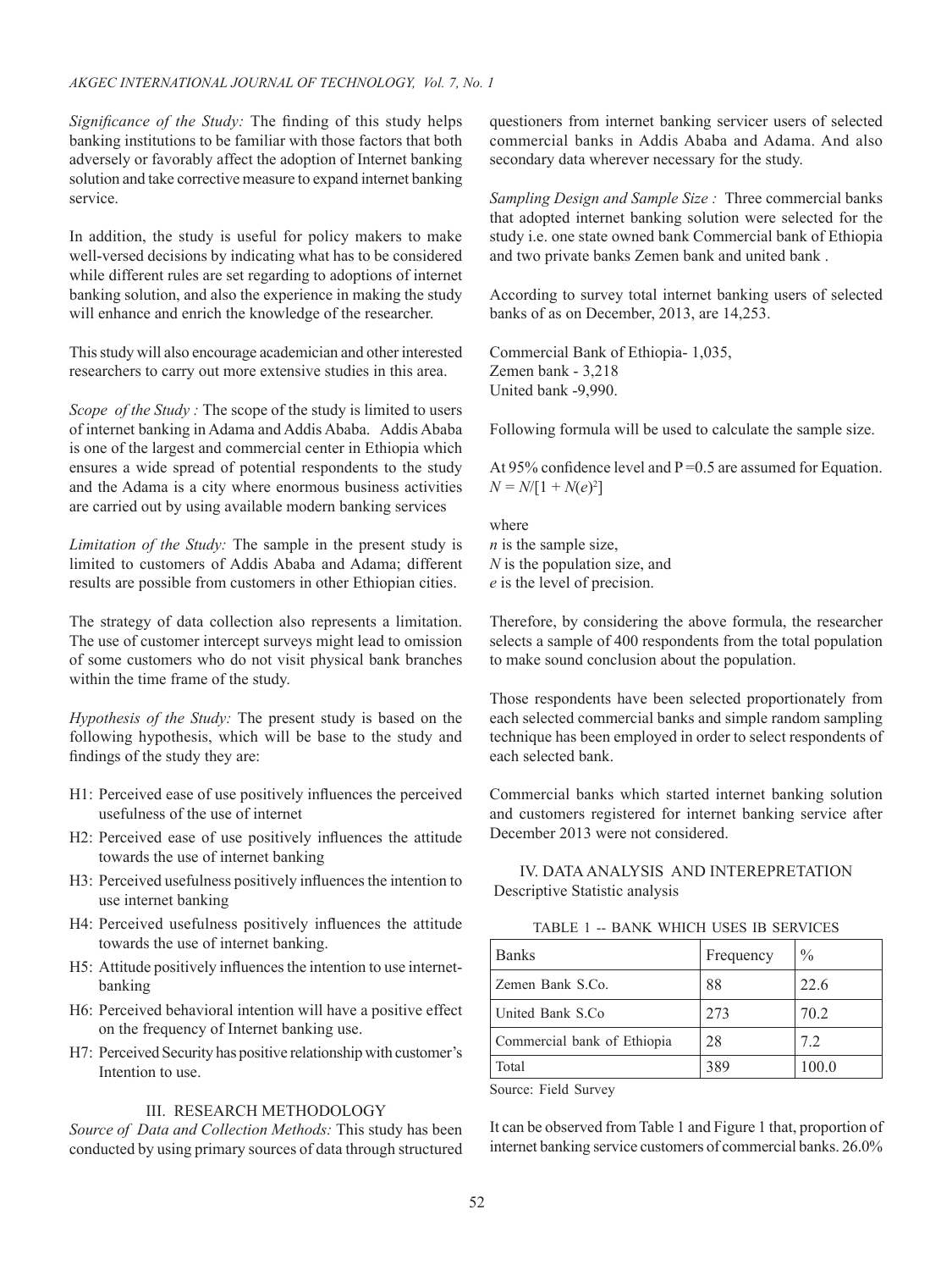*Significance of the Study:* The finding of this study helps banking institutions to be familiar with those factors that both adversely or favorably affect the adoption of Internet banking solution and take corrective measure to expand internet banking service.

In addition, the study is useful for policy makers to make well-versed decisions by indicating what has to be considered while different rules are set regarding to adoptions of internet banking solution, and also the experience in making the study will enhance and enrich the knowledge of the researcher.

This study will also encourage academician and other interested researchers to carry out more extensive studies in this area.

*Scope of the Study :* The scope of the study is limited to users of internet banking in Adama and Addis Ababa. Addis Ababa is one of the largest and commercial center in Ethiopia which ensures a wide spread of potential respondents to the study and the Adama is a city where enormous business activities are carried out by using available modern banking services

*Limitation of the Study:* The sample in the present study is limited to customers of Addis Ababa and Adama; different results are possible from customers in other Ethiopian cities.

The strategy of data collection also represents a limitation. The use of customer intercept surveys might lead to omission of some customers who do not visit physical bank branches within the time frame of the study.

*Hypothesis of the Study:* The present study is based on the following hypothesis, which will be base to the study and findings of the study they are:

- H1: Perceived ease of use positively influences the perceived usefulness of the use of internet
- H2: Perceived ease of use positively influences the attitude towards the use of internet banking
- H3: Perceived usefulness positively influences the intention to use internet banking
- H4: Perceived usefulness positively influences the attitude towards the use of internet banking.
- H5: Attitude positively influences the intention to use internet-banking
- H6: Perceived behavioral intention will have a positive effect on the frequency of Internet banking use.
- H7: Perceived Security has positive relationship with customer's Intention to use.

## III. RESEARCH METHODOLOGY

*Source of Data and Collection Methods:* This study has been conducted by using primary sources of data through structured questioners from internet banking servicer users of selected commercial banks in Addis Ababa and Adama. And also secondary data wherever necessary for the study.

*Sampling Design and Sample Size :* Three commercial banks that adopted internet banking solution were selected for the study i.e. one state owned bank Commercial bank of Ethiopia and two private banks Zemen bank and united bank .

According to survey total internet banking users of selected banks of as on December, 2013, are 14,253.

Commercial Bank of Ethiopia- 1,035,
Zemen bank - 3,218
United bank -9,990.

Following formula will be used to calculate the sample size.

At 95% confidence level and P =0.5 are assumed for Equation.
$N = N/[1 + N(e)^2]$

where
$n$ is the sample size,
$N$ is the population size, and
$e$ is the level of precision.

Therefore, by considering the above formula, the researcher selects a sample of 400 respondents from the total population to make sound conclusion about the population.

Those respondents have been selected proportionately from each selected commercial banks and simple random sampling technique has been employed in order to select respondents of each selected bank.

Commercial banks which started internet banking solution and customers registered for internet banking service after December 2013 were not considered.

## IV. DATA ANALYSIS AND INTEREPRETATION

Descriptive Statistic analysis

TABLE 1 -- BANK WHICH USES IB SERVICES

| Banks | Frequency | % |
|---|---|---|
| Zemen Bank S.Co. | 88 | 22.6 |
| United Bank S.Co | 273 | 70.2 |
| Commercial bank of Ethiopia | 28 | 7.2 |
| Total | 389 | 100.0 |

Source: Field Survey

It can be observed from Table 1 and Figure 1 that, proportion of internet banking service customers of commercial banks. 26.0%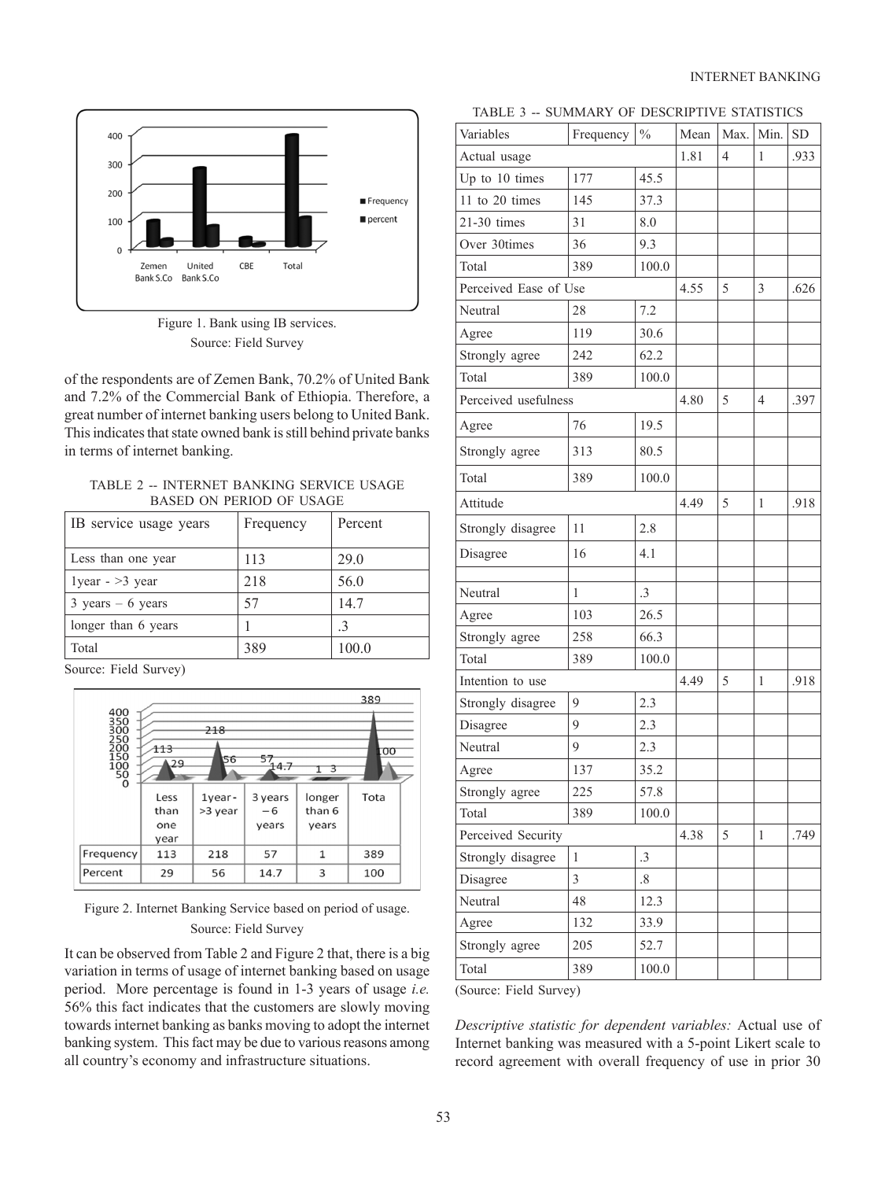Figure 1. Bank using IB services.
Source: Field Survey

of the respondents are of Zemen Bank, 70.2% of United Bank and 7.2% of the Commercial Bank of Ethiopia. Therefore, a great number of internet banking users belong to United Bank. This indicates that state owned bank is still behind private banks in terms of internet banking.

TABLE 2 -- INTERNET BANKING SERVICE USAGE BASED ON PERIOD OF USAGE

| IB service usage years | Frequency | Percent |
|---|---|---|
| Less than one year | 113 | 29.0 |
| 1year - >3 year | 218 | 56.0 |
| 3 years – 6 years | 57 | 14.7 |
| longer than 6 years | 1 | .3 |
| Total | 389 | 100.0 |

Source: Field Survey)

|  | Less than one year | 1year - >3 year | 3 years – 6 years | longer than 6 years | Tota |
|---|---|---|---|---|---|
| Frequency | 113 | 218 | 57 | 1 | 389 |
| Percent | 29 | 56 | 14.7 | 3 | 100 |

Figure 2. Internet Banking Service based on period of usage.
Source: Field Survey

It can be observed from Table 2 and Figure 2 that, there is a big variation in terms of usage of internet banking based on usage period. More percentage is found in 1-3 years of usage *i.e.* 56% this fact indicates that the customers are slowly moving towards internet banking as banks moving to adopt the internet banking system. This fact may be due to various reasons among all country's economy and infrastructure situations.

TABLE 3 -- SUMMARY OF DESCRIPTIVE STATISTICS

| Variables | Frequency | % | Mean | Max. | Min. | SD |
|---|---|---|---|---|---|---|
| Actual usage | | | 1.81 | 4 | 1 | .933 |
| Up to 10 times | 177 | 45.5 | | | | |
| 11 to 20 times | 145 | 37.3 | | | | |
| 21-30 times | 31 | 8.0 | | | | |
| Over 30times | 36 | 9.3 | | | | |
| Total | 389 | 100.0 | | | | |
| Perceived Ease of Use | | | 4.55 | 5 | 3 | .626 |
| Neutral | 28 | 7.2 | | | | |
| Agree | 119 | 30.6 | | | | |
| Strongly agree | 242 | 62.2 | | | | |
| Total | 389 | 100.0 | | | | |
| Perceived usefulness | | | 4.80 | 5 | 4 | .397 |
| Agree | 76 | 19.5 | | | | |
| Strongly agree | 313 | 80.5 | | | | |
| Total | 389 | 100.0 | | | | |
| Attitude | | | 4.49 | 5 | 1 | .918 |
| Strongly disagree | 11 | 2.8 | | | | |
| Disagree | 16 | 4.1 | | | | |
| | | | | | | |
| Neutral | 1 | .3 | | | | |
| Agree | 103 | 26.5 | | | | |
| Strongly agree | 258 | 66.3 | | | | |
| Total | 389 | 100.0 | | | | |
| Intention to use | | | 4.49 | 5 | 1 | .918 |
| Strongly disagree | 9 | 2.3 | | | | |
| Disagree | 9 | 2.3 | | | | |
| Neutral | 9 | 2.3 | | | | |
| Agree | 137 | 35.2 | | | | |
| Strongly agree | 225 | 57.8 | | | | |
| Total | 389 | 100.0 | | | | |
| Perceived Security | | | 4.38 | 5 | 1 | .749 |
| Strongly disagree | 1 | .3 | | | | |
| Disagree | 3 | .8 | | | | |
| Neutral | 48 | 12.3 | | | | |
| Agree | 132 | 33.9 | | | | |
| Strongly agree | 205 | 52.7 | | | | |
| Total | 389 | 100.0 | | | | |

(Source: Field Survey)

*Descriptive statistic for dependent variables:* Actual use of Internet banking was measured with a 5-point Likert scale to record agreement with overall frequency of use in prior 30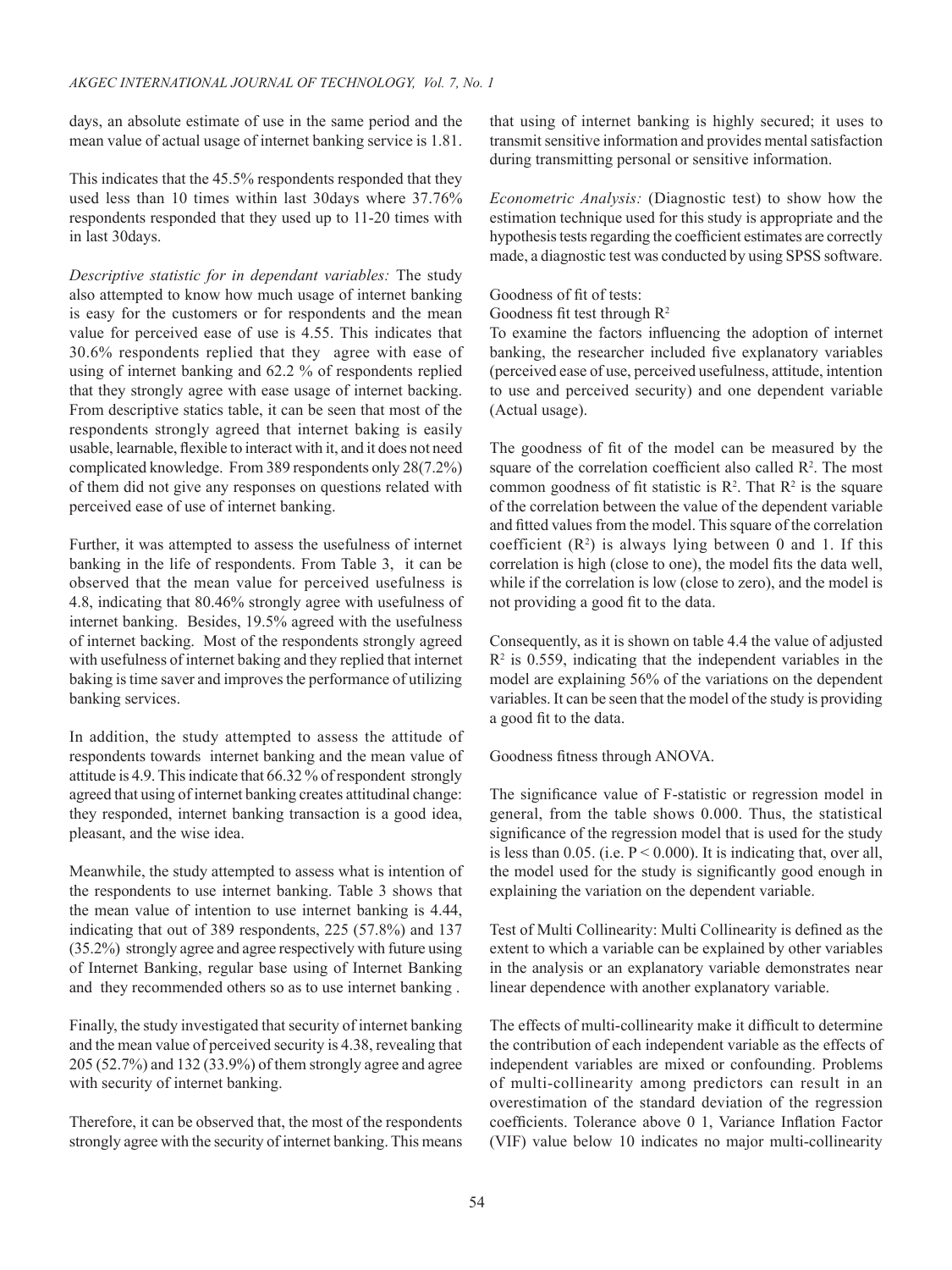days, an absolute estimate of use in the same period and the mean value of actual usage of internet banking service is 1.81.

This indicates that the 45.5% respondents responded that they used less than 10 times within last 30days where 37.76% respondents responded that they used up to 11-20 times with in last 30days.

*Descriptive statistic for in dependant variables:* The study also attempted to know how much usage of internet banking is easy for the customers or for respondents and the mean value for perceived ease of use is 4.55. This indicates that 30.6% respondents replied that they agree with ease of using of internet banking and 62.2 % of respondents replied that they strongly agree with ease usage of internet backing. From descriptive statics table, it can be seen that most of the respondents strongly agreed that internet baking is easily usable, learnable, flexible to interact with it, and it does not need complicated knowledge. From 389 respondents only 28(7.2%) of them did not give any responses on questions related with perceived ease of use of internet banking.

Further, it was attempted to assess the usefulness of internet banking in the life of respondents. From Table 3, it can be observed that the mean value for perceived usefulness is 4.8, indicating that 80.46% strongly agree with usefulness of internet banking. Besides, 19.5% agreed with the usefulness of internet backing. Most of the respondents strongly agreed with usefulness of internet baking and they replied that internet baking is time saver and improves the performance of utilizing banking services.

In addition, the study attempted to assess the attitude of respondents towards internet banking and the mean value of attitude is 4.9. This indicate that 66.32 % of respondent strongly agreed that using of internet banking creates attitudinal change: they responded, internet banking transaction is a good idea, pleasant, and the wise idea.

Meanwhile, the study attempted to assess what is intention of the respondents to use internet banking. Table 3 shows that the mean value of intention to use internet banking is 4.44, indicating that out of 389 respondents, 225 (57.8%) and 137 (35.2%) strongly agree and agree respectively with future using of Internet Banking, regular base using of Internet Banking and they recommended others so as to use internet banking .

Finally, the study investigated that security of internet banking and the mean value of perceived security is 4.38, revealing that 205 (52.7%) and 132 (33.9%) of them strongly agree and agree with security of internet banking.

Therefore, it can be observed that, the most of the respondents strongly agree with the security of internet banking. This means that using of internet banking is highly secured; it uses to transmit sensitive information and provides mental satisfaction during transmitting personal or sensitive information.

*Econometric Analysis:* (Diagnostic test) to show how the estimation technique used for this study is appropriate and the hypothesis tests regarding the coefficient estimates are correctly made, a diagnostic test was conducted by using SPSS software.

Goodness of fit of tests:

Goodness fit test through $R^2$

To examine the factors influencing the adoption of internet banking, the researcher included five explanatory variables (perceived ease of use, perceived usefulness, attitude, intention to use and perceived security) and one dependent variable (Actual usage).

The goodness of fit of the model can be measured by the square of the correlation coefficient also called $R^2$. The most common goodness of fit statistic is $R^2$. That $R^2$ is the square of the correlation between the value of the dependent variable and fitted values from the model. This square of the correlation coefficient ($R^2$) is always lying between 0 and 1. If this correlation is high (close to one), the model fits the data well, while if the correlation is low (close to zero), and the model is not providing a good fit to the data.

Consequently, as it is shown on table 4.4 the value of adjusted $R^2$ is 0.559, indicating that the independent variables in the model are explaining 56% of the variations on the dependent variables. It can be seen that the model of the study is providing a good fit to the data.

Goodness fitness through ANOVA.

The significance value of F-statistic or regression model in general, from the table shows 0.000. Thus, the statistical significance of the regression model that is used for the study is less than 0.05. (i.e. $P < 0.000$). It is indicating that, over all, the model used for the study is significantly good enough in explaining the variation on the dependent variable.

Test of Multi Collinearity: Multi Collinearity is defined as the extent to which a variable can be explained by other variables in the analysis or an explanatory variable demonstrates near linear dependence with another explanatory variable.

The effects of multi-collinearity make it difficult to determine the contribution of each independent variable as the effects of independent variables are mixed or confounding. Problems of multi-collinearity among predictors can result in an overestimation of the standard deviation of the regression coefficients. Tolerance above 0 1, Variance Inflation Factor (VIF) value below 10 indicates no major multi-collinearity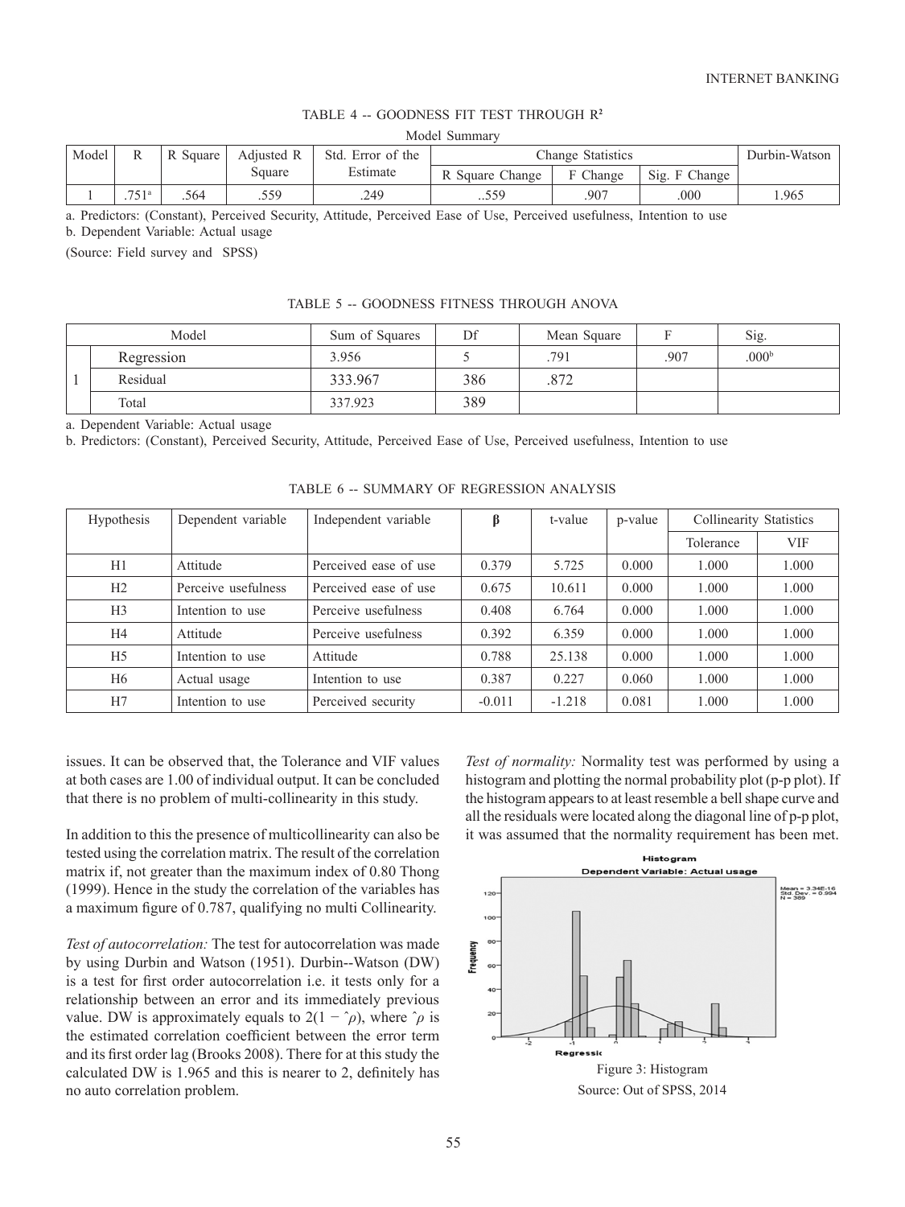TABLE 4 -- GOODNESS FIT TEST THROUGH $R^2$

Model Summary

| Model | R | R Square | Adjusted R Square | Std. Error of the Estimate | Change Statistics | | | Durbin-Watson |
|---|---|---|---|---|---|---|---|---|
| | | | | | R Square Change | F Change | Sig. F Change | |
| 1 | .751[a] | .564 | .559 | .249 | ..559 | .907 | .000 | 1.965 |

a. Predictors: (Constant), Perceived Security, Attitude, Perceived Ease of Use, Perceived usefulness, Intention to use

b. Dependent Variable: Actual usage

(Source: Field survey and SPSS)

TABLE 5 -- GOODNESS FITNESS THROUGH ANOVA

| Model | | Sum of Squares | Df | Mean Square | F | Sig. |
|---|---|---|---|---|---|---|
| 1 | Regression | 3.956 | 5 | .791 | .907 | .000[b] |
| | Residual | 333.967 | 386 | .872 | | |
| | Total | 337.923 | 389 | | | |

a. Dependent Variable: Actual usage

b. Predictors: (Constant), Perceived Security, Attitude, Perceived Ease of Use, Perceived usefulness, Intention to use

TABLE 6 -- SUMMARY OF REGRESSION ANALYSIS

| Hypothesis | Dependent variable | Independent variable | β | t-value | p-value | Collinearity Statistics | |
|---|---|---|---|---|---|---|---|
| | | | | | | Tolerance | VIF |
| H1 | Attitude | Perceived ease of use | 0.379 | 5.725 | 0.000 | 1.000 | 1.000 |
| H2 | Perceive usefulness | Perceived ease of use | 0.675 | 10.611 | 0.000 | 1.000 | 1.000 |
| H3 | Intention to use | Perceive usefulness | 0.408 | 6.764 | 0.000 | 1.000 | 1.000 |
| H4 | Attitude | Perceive usefulness | 0.392 | 6.359 | 0.000 | 1.000 | 1.000 |
| H5 | Intention to use | Attitude | 0.788 | 25.138 | 0.000 | 1.000 | 1.000 |
| H6 | Actual usage | Intention to use | 0.387 | 0.227 | 0.060 | 1.000 | 1.000 |
| H7 | Intention to use | Perceived security | -0.011 | -1.218 | 0.081 | 1.000 | 1.000 |

issues. It can be observed that, the Tolerance and VIF values at both cases are 1.00 of individual output. It can be concluded that there is no problem of multi-collinearity in this study.

In addition to this the presence of multicollinearity can also be tested using the correlation matrix. The result of the correlation matrix if, not greater than the maximum index of 0.80 Thong (1999). Hence in the study the correlation of the variables has a maximum figure of 0.787, qualifying no multi Collinearity.

*Test of autocorrelation:* The test for autocorrelation was made by using Durbin and Watson (1951). Durbin--Watson (DW) is a test for first order autocorrelation i.e. it tests only for a relationship between an error and its immediately previous value. DW is approximately equals to $2(1 - \hat{\rho})$, where $\hat{\rho}$ is the estimated correlation coefficient between the error term and its first order lag (Brooks 2008). There for at this study the calculated DW is 1.965 and this is nearer to 2, definitely has no auto correlation problem.

*Test of normality:* Normality test was performed by using a histogram and plotting the normal probability plot (p-p plot). If the histogram appears to at least resemble a bell shape curve and all the residuals were located along the diagonal line of p-p plot, it was assumed that the normality requirement has been met.

Figure 3: Histogram

Source: Out of SPSS, 2014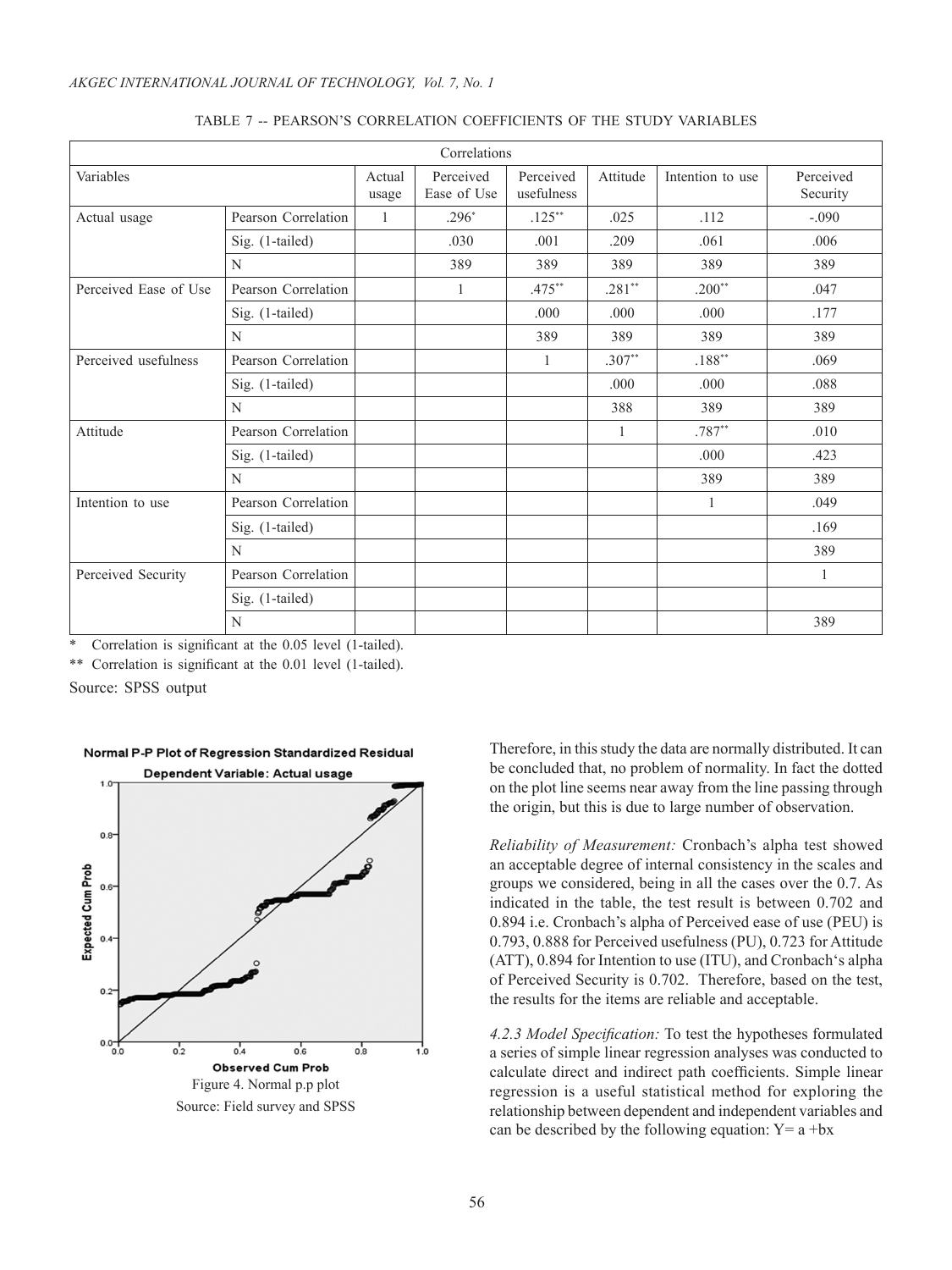TABLE 7 -- PEARSON'S CORRELATION COEFFICIENTS OF THE STUDY VARIABLES

| Correlations | | | | | | | |
|---|---|---|---|---|---|---|---|
| Variables | | Actual usage | Perceived Ease of Use | Perceived usefulness | Attitude | Intention to use | Perceived Security |
| Actual usage | Pearson Correlation | 1 | .296* | .125** | .025 | .112 | -.090 |
| | Sig. (1-tailed) | | .030 | .001 | .209 | .061 | .006 |
| | N | | 389 | 389 | 389 | 389 | 389 |
| Perceived Ease of Use | Pearson Correlation | | 1 | .475** | .281** | .200** | .047 |
| | Sig. (1-tailed) | | | .000 | .000 | .000 | .177 |
| | N | | | 389 | 389 | 389 | 389 |
| Perceived usefulness | Pearson Correlation | | | 1 | .307** | .188** | .069 |
| | Sig. (1-tailed) | | | | .000 | .000 | .088 |
| | N | | | | 388 | 389 | 389 |
| Attitude | Pearson Correlation | | | | 1 | .787** | .010 |
| | Sig. (1-tailed) | | | | | .000 | .423 |
| | N | | | | | 389 | 389 |
| Intention to use | Pearson Correlation | | | | | 1 | .049 |
| | Sig. (1-tailed) | | | | | | .169 |
| | N | | | | | | 389 |
| Perceived Security | Pearson Correlation | | | | | | 1 |
| | Sig. (1-tailed) | | | | | | |
| | N | | | | | | 389 |

\* Correlation is significant at the 0.05 level (1-tailed).

\*\* Correlation is significant at the 0.01 level (1-tailed).

Source: SPSS output

Figure 4. Normal p.p plot

Source: Field survey and SPSS

Therefore, in this study the data are normally distributed. It can be concluded that, no problem of normality. In fact the dotted on the plot line seems near away from the line passing through the origin, but this is due to large number of observation.

*Reliability of Measurement:* Cronbach's alpha test showed an acceptable degree of internal consistency in the scales and groups we considered, being in all the cases over the 0.7. As indicated in the table, the test result is between 0.702 and 0.894 i.e. Cronbach's alpha of Perceived ease of use (PEU) is 0.793, 0.888 for Perceived usefulness (PU), 0.723 for Attitude (ATT), 0.894 for Intention to use (ITU), and Cronbach's alpha of Perceived Security is 0.702. Therefore, based on the test, the results for the items are reliable and acceptable.

*4.2.3 Model Specification:* To test the hypotheses formulated a series of simple linear regression analyses was conducted to calculate direct and indirect path coefficients. Simple linear regression is a useful statistical method for exploring the relationship between dependent and independent variables and can be described by the following equation: $Y = a + bx$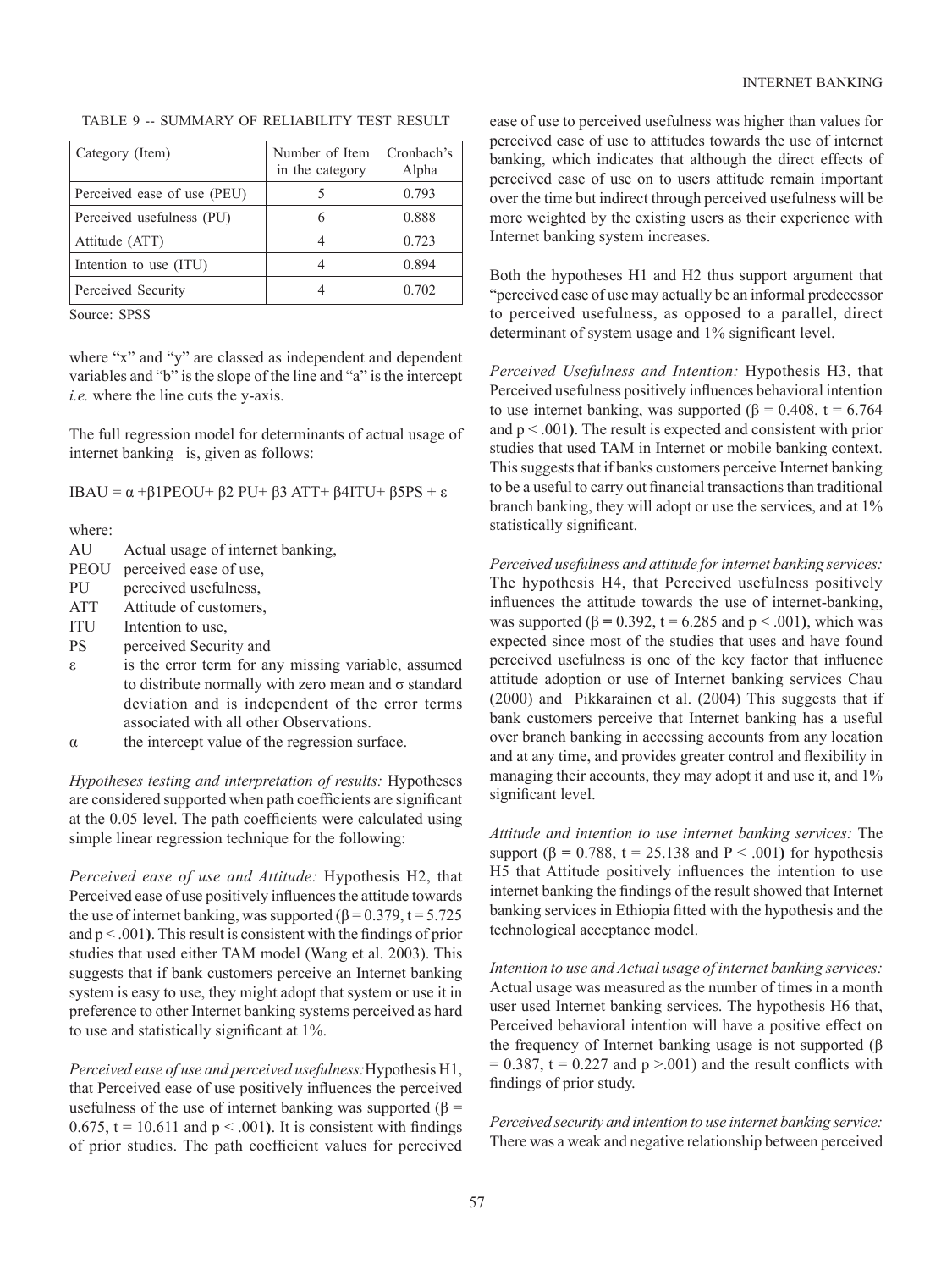TABLE 9 -- SUMMARY OF RELIABILITY TEST RESULT

| Category (Item) | Number of Item in the category | Cronbach's Alpha |
|---|---|---|
| Perceived ease of use (PEU) | 5 | 0.793 |
| Perceived usefulness (PU) | 6 | 0.888 |
| Attitude (ATT) | 4 | 0.723 |
| Intention to use (ITU) | 4 | 0.894 |
| Perceived Security | 4 | 0.702 |

Source: SPSS

where "x" and "y" are classed as independent and dependent variables and "b" is the slope of the line and "a" is the intercept *i.e.* where the line cuts the y-axis.

The full regression model for determinants of actual usage of internet banking is, given as follows:

$$IBAU = \alpha + \beta 1PEOU + \beta 2\ PU + \beta 3\ ATT + \beta 4ITU + \beta 5PS + \varepsilon$$

where:

- AU Actual usage of internet banking,
- PEOU perceived ease of use,
- PU perceived usefulness,
- ATT Attitude of customers,
- ITU Intention to use,
- PS perceived Security and
- $\varepsilon$ is the error term for any missing variable, assumed to distribute normally with zero mean and $\sigma$ standard deviation and is independent of the error terms associated with all other Observations.
- $\alpha$ the intercept value of the regression surface.

*Hypotheses testing and interpretation of results:* Hypotheses are considered supported when path coefficients are significant at the 0.05 level. The path coefficients were calculated using simple linear regression technique for the following:

*Perceived ease of use and Attitude:* Hypothesis H2, that Perceived ease of use positively influences the attitude towards the use of internet banking, was supported ($\beta = 0.379$, $t = 5.725$ and $p < .001$). This result is consistent with the findings of prior studies that used either TAM model (Wang et al. 2003). This suggests that if bank customers perceive an Internet banking system is easy to use, they might adopt that system or use it in preference to other Internet banking systems perceived as hard to use and statistically significant at 1%.

*Perceived ease of use and perceived usefulness:* Hypothesis H1, that Perceived ease of use positively influences the perceived usefulness of the use of internet banking was supported ($\beta = 0.675$, $t = 10.611$ and $p < .001$). It is consistent with findings of prior studies. The path coefficient values for perceived ease of use to perceived usefulness was higher than values for perceived ease of use to attitudes towards the use of internet banking, which indicates that although the direct effects of perceived ease of use on to users attitude remain important over the time but indirect through perceived usefulness will be more weighted by the existing users as their experience with Internet banking system increases.

Both the hypotheses H1 and H2 thus support argument that "perceived ease of use may actually be an informal predecessor to perceived usefulness, as opposed to a parallel, direct determinant of system usage and 1% significant level.

*Perceived Usefulness and Intention:* Hypothesis H3, that Perceived usefulness positively influences behavioral intention to use internet banking, was supported ($\beta = 0.408$, $t = 6.764$ and $p < .001$). The result is expected and consistent with prior studies that used TAM in Internet or mobile banking context. This suggests that if banks customers perceive Internet banking to be a useful to carry out financial transactions than traditional branch banking, they will adopt or use the services, and at 1% statistically significant.

*Perceived usefulness and attitude for internet banking services:* The hypothesis H4, that Perceived usefulness positively influences the attitude towards the use of internet-banking, was supported ($\beta = 0.392$, $t = 6.285$ and $p < .001$), which was expected since most of the studies that uses and have found perceived usefulness is one of the key factor that influence attitude adoption or use of Internet banking services Chau (2000) and Pikkarainen et al. (2004) This suggests that if bank customers perceive that Internet banking has a useful over branch banking in accessing accounts from any location and at any time, and provides greater control and flexibility in managing their accounts, they may adopt it and use it, and 1% significant level.

*Attitude and intention to use internet banking services:* The support ($\beta = 0.788$, $t = 25.138$ and $P < .001$) for hypothesis H5 that Attitude positively influences the intention to use internet banking the findings of the result showed that Internet banking services in Ethiopia fitted with the hypothesis and the technological acceptance model.

*Intention to use and Actual usage of internet banking services:* Actual usage was measured as the number of times in a month user used Internet banking services. The hypothesis H6 that, Perceived behavioral intention will have a positive effect on the frequency of Internet banking usage is not supported ($\beta = 0.387$, $t = 0.227$ and $p > .001$) and the result conflicts with findings of prior study.

*Perceived security and intention to use internet banking service:* There was a weak and negative relationship between perceived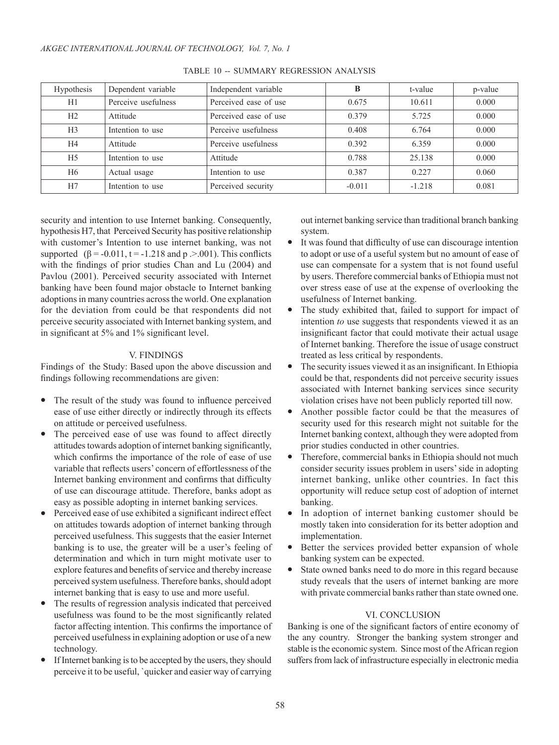TABLE 10 -- SUMMARY REGRESSION ANALYSIS

| Hypothesis | Dependent variable | Independent variable | B | t-value | p-value |
|---|---|---|---|---|---|
| H1 | Perceive usefulness | Perceived ease of use | 0.675 | 10.611 | 0.000 |
| H2 | Attitude | Perceived ease of use | 0.379 | 5.725 | 0.000 |
| H3 | Intention to use | Perceive usefulness | 0.408 | 6.764 | 0.000 |
| H4 | Attitude | Perceive usefulness | 0.392 | 6.359 | 0.000 |
| H5 | Intention to use | Attitude | 0.788 | 25.138 | 0.000 |
| H6 | Actual usage | Intention to use | 0.387 | 0.227 | 0.060 |
| H7 | Intention to use | Perceived security | -0.011 | -1.218 | 0.081 |

security and intention to use Internet banking. Consequently, hypothesis H7, that Perceived Security has positive relationship with customer's Intention to use internet banking, was not supported ($\beta$ = -0.011, t = -1.218 and p .>.001). This conflicts with the findings of prior studies Chan and Lu (2004) and Pavlou (2001). Perceived security associated with Internet banking have been found major obstacle to Internet banking adoptions in many countries across the world. One explanation for the deviation from could be that respondents did not perceive security associated with Internet banking system, and in significant at 5% and 1% significant level.

## V. FINDINGS

Findings of the Study: Based upon the above discussion and findings following recommendations are given:

- The result of the study was found to influence perceived ease of use either directly or indirectly through its effects on attitude or perceived usefulness.
- The perceived ease of use was found to affect directly attitudes towards adoption of internet banking significantly, which confirms the importance of the role of ease of use variable that reflects users' concern of effortlessness of the Internet banking environment and confirms that difficulty of use can discourage attitude. Therefore, banks adopt as easy as possible adopting in internet banking services.
- Perceived ease of use exhibited a significant indirect effect on attitudes towards adoption of internet banking through perceived usefulness. This suggests that the easier Internet banking is to use, the greater will be a user's feeling of determination and which in turn might motivate user to explore features and benefits of service and thereby increase perceived system usefulness. Therefore banks, should adopt internet banking that is easy to use and more useful.
- The results of regression analysis indicated that perceived usefulness was found to be the most significantly related factor affecting intention. This confirms the importance of perceived usefulness in explaining adoption or use of a new technology.
- If Internet banking is to be accepted by the users, they should perceive it to be useful, `quicker and easier way of carrying out internet banking service than traditional branch banking system.
- It was found that difficulty of use can discourage intention to adopt or use of a useful system but no amount of ease of use can compensate for a system that is not found useful by users. Therefore commercial banks of Ethiopia must not over stress ease of use at the expense of overlooking the usefulness of Internet banking.
- The study exhibited that, failed to support for impact of intention *to* use suggests that respondents viewed it as an insignificant factor that could motivate their actual usage of Internet banking. Therefore the issue of usage construct treated as less critical by respondents.
- The security issues viewed it as an insignificant. In Ethiopia could be that, respondents did not perceive security issues associated with Internet banking services since security violation crises have not been publicly reported till now.
- Another possible factor could be that the measures of security used for this research might not suitable for the Internet banking context, although they were adopted from prior studies conducted in other countries.
- Therefore, commercial banks in Ethiopia should not much consider security issues problem in users' side in adopting internet banking, unlike other countries. In fact this opportunity will reduce setup cost of adoption of internet banking.
- In adoption of internet banking customer should be mostly taken into consideration for its better adoption and implementation.
- Better the services provided better expansion of whole banking system can be expected.
- State owned banks need to do more in this regard because study reveals that the users of internet banking are more with private commercial banks rather than state owned one.

## VI. CONCLUSION

Banking is one of the significant factors of entire economy of the any country. Stronger the banking system stronger and stable is the economic system. Since most of the African region suffers from lack of infrastructure especially in electronic media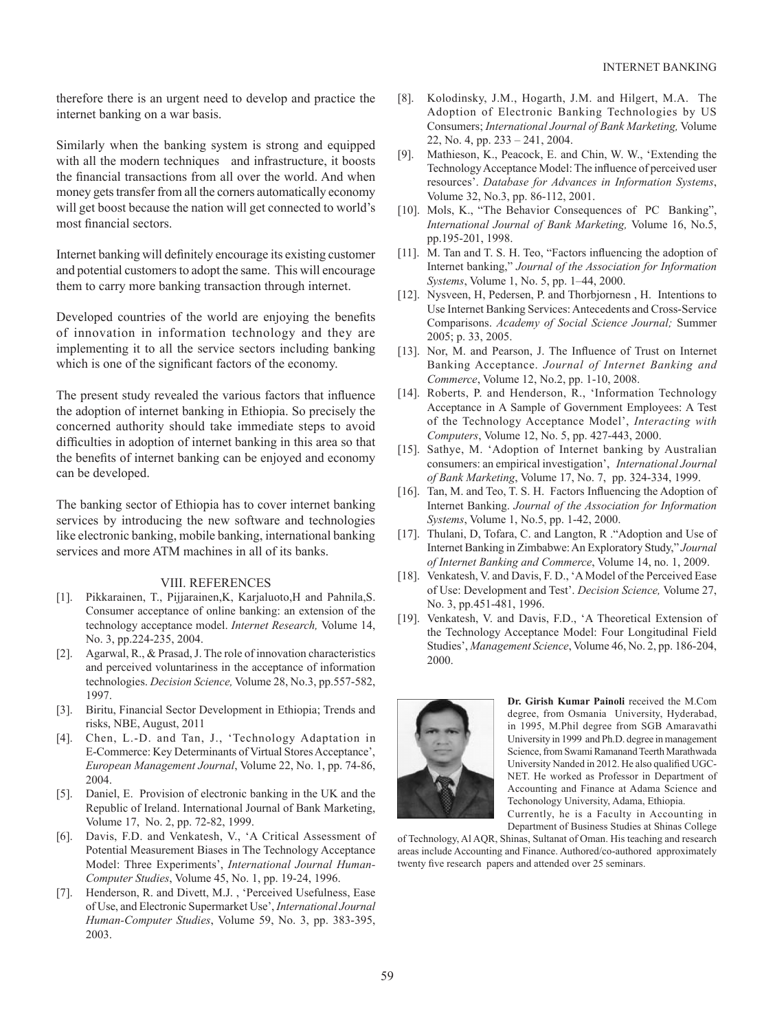therefore there is an urgent need to develop and practice the internet banking on a war basis.

Similarly when the banking system is strong and equipped with all the modern techniques and infrastructure, it boosts the financial transactions from all over the world. And when money gets transfer from all the corners automatically economy will get boost because the nation will get connected to world's most financial sectors.

Internet banking will definitely encourage its existing customer and potential customers to adopt the same. This will encourage them to carry more banking transaction through internet.

Developed countries of the world are enjoying the benefits of innovation in information technology and they are implementing it to all the service sectors including banking which is one of the significant factors of the economy.

The present study revealed the various factors that influence the adoption of internet banking in Ethiopia. So precisely the concerned authority should take immediate steps to avoid difficulties in adoption of internet banking in this area so that the benefits of internet banking can be enjoyed and economy can be developed.

The banking sector of Ethiopia has to cover internet banking services by introducing the new software and technologies like electronic banking, mobile banking, international banking services and more ATM machines in all of its banks.

## VIII. REFERENCES

[1]. Pikkarainen, T., Pijjarainen,K, Karjaluoto,H and Pahnila,S. Consumer acceptance of online banking: an extension of the technology acceptance model. *Internet Research,* Volume 14, No. 3, pp.224-235, 2004.

[2]. Agarwal, R., & Prasad, J. The role of innovation characteristics and perceived voluntariness in the acceptance of information technologies. *Decision Science,* Volume 28, No.3, pp.557-582, 1997.

[3]. Biritu, Financial Sector Development in Ethiopia; Trends and risks, NBE, August, 2011

[4]. Chen, L.-D. and Tan, J., 'Technology Adaptation in E-Commerce: Key Determinants of Virtual Stores Acceptance', *European Management Journal*, Volume 22, No. 1, pp. 74-86, 2004.

[5]. Daniel, E. Provision of electronic banking in the UK and the Republic of Ireland. International Journal of Bank Marketing, Volume 17, No. 2, pp. 72-82, 1999.

[6]. Davis, F.D. and Venkatesh, V., 'A Critical Assessment of Potential Measurement Biases in The Technology Acceptance Model: Three Experiments', *International Journal Human-Computer Studies*, Volume 45, No. 1, pp. 19-24, 1996.

[7]. Henderson, R. and Divett, M.J. , 'Perceived Usefulness, Ease of Use, and Electronic Supermarket Use', *International Journal Human-Computer Studies*, Volume 59, No. 3, pp. 383-395, 2003.

[8]. Kolodinsky, J.M., Hogarth, J.M. and Hilgert, M.A. The Adoption of Electronic Banking Technologies by US Consumers; *International Journal of Bank Marketing,* Volume 22, No. 4, pp. 233 – 241, 2004.

[9]. Mathieson, K., Peacock, E. and Chin, W. W., 'Extending the Technology Acceptance Model: The influence of perceived user resources'. *Database for Advances in Information Systems*, Volume 32, No.3, pp. 86-112, 2001.

[10]. Mols, K., "The Behavior Consequences of PC Banking", *International Journal of Bank Marketing,* Volume 16, No.5, pp.195-201, 1998.

[11]. M. Tan and T. S. H. Teo, "Factors influencing the adoption of Internet banking," *Journal of the Association for Information Systems*, Volume 1, No. 5, pp. 1–44, 2000.

[12]. Nysveen, H, Pedersen, P. and Thorbjornesn , H. Intentions to Use Internet Banking Services: Antecedents and Cross-Service Comparisons. *Academy of Social Science Journal;* Summer 2005; p. 33, 2005.

[13]. Nor, M. and Pearson, J. The Influence of Trust on Internet Banking Acceptance. *Journal of Internet Banking and Commerce*, Volume 12, No.2, pp. 1-10, 2008.

[14]. Roberts, P. and Henderson, R., 'Information Technology Acceptance in A Sample of Government Employees: A Test of the Technology Acceptance Model', *Interacting with Computers*, Volume 12, No. 5, pp. 427-443, 2000.

[15]. Sathye, M. 'Adoption of Internet banking by Australian consumers: an empirical investigation', *International Journal of Bank Marketing*, Volume 17, No. 7, pp. 324-334, 1999.

[16]. Tan, M. and Teo, T. S. H. Factors Influencing the Adoption of Internet Banking. *Journal of the Association for Information Systems*, Volume 1, No.5, pp. 1-42, 2000.

[17]. Thulani, D, Tofara, C. and Langton, R ."Adoption and Use of Internet Banking in Zimbabwe: An Exploratory Study," *Journal of Internet Banking and Commerce*, Volume 14, no. 1, 2009.

[18]. Venkatesh, V. and Davis, F. D., 'A Model of the Perceived Ease of Use: Development and Test'. *Decision Science,* Volume 27, No. 3, pp.451-481, 1996.

[19]. Venkatesh, V. and Davis, F.D., 'A Theoretical Extension of the Technology Acceptance Model: Four Longitudinal Field Studies', *Management Science*, Volume 46, No. 2, pp. 186-204, 2000.

**Dr. Girish Kumar Painoli** received the M.Com degree, from Osmania University, Hyderabad, in 1995, M.Phil degree from SGB Amaravathi University in 1999 and Ph.D. degree in management Science, from Swami Ramanand Teerth Marathwada University Nanded in 2012. He also qualified UGC-NET. He worked as Professor in Department of Accounting and Finance at Adama Science and Techonology University, Adama, Ethiopia. Currently, he is a Faculty in Accounting in Department of Business Studies at Shinas College of Technology, Al AQR, Shinas, Sultanat of Oman. His teaching and research areas include Accounting and Finance. Authored/co-authored approximately twenty five research papers and attended over 25 seminars.